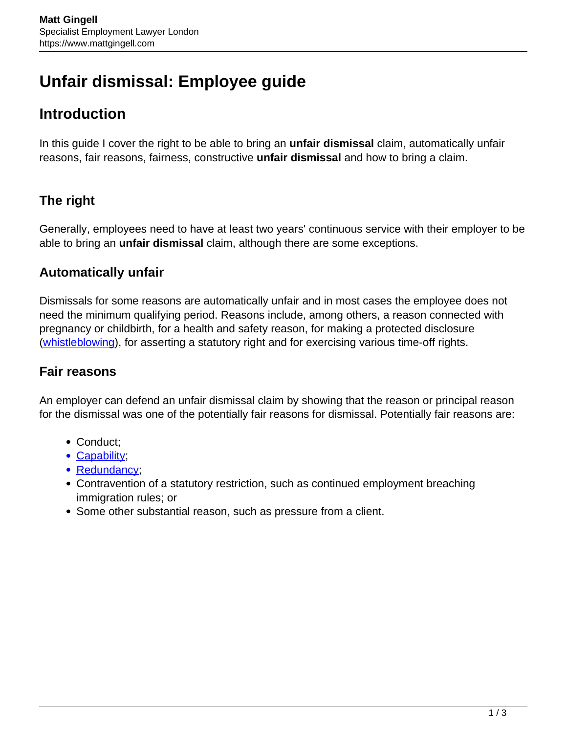# Unfair dismissal: Employee guide

## Introduction

In this guide I cover the right to be able to bring an **unfair dismissal** claim, automatically unfair reasons, fair reasons, fairness, constructive **unfair dismissal** and how to bring a claim.

### The right

Generally, employees need to have at least two years' continuous service with their employer to be able to bring an **unfair dismissal** claim, although there are some exceptions.

### Automatically unfair

Dismissals for some reasons are automatically unfair and in most cases the employee does not need the minimum qualifying period. Reasons include, among others, a reason connected with pregnancy or childbirth, for a health and safety reason, for making a protected disclosure (whistleblowing), for asserting a statutory right and for exercising various time-off rights.

### Fair reasons

An employer can defend an unfair dismissal claim by showing that the reason or principal reason for the dismissal was one of the potentially fair reasons for dismissal. Potentially fair reasons are:

- Conduct;
- Capability;
- Redundancy;
- Contravention of a statutory restriction, such as continued employment breaching immigration rules; or
- Some other substantial reason, such as pressure from a client.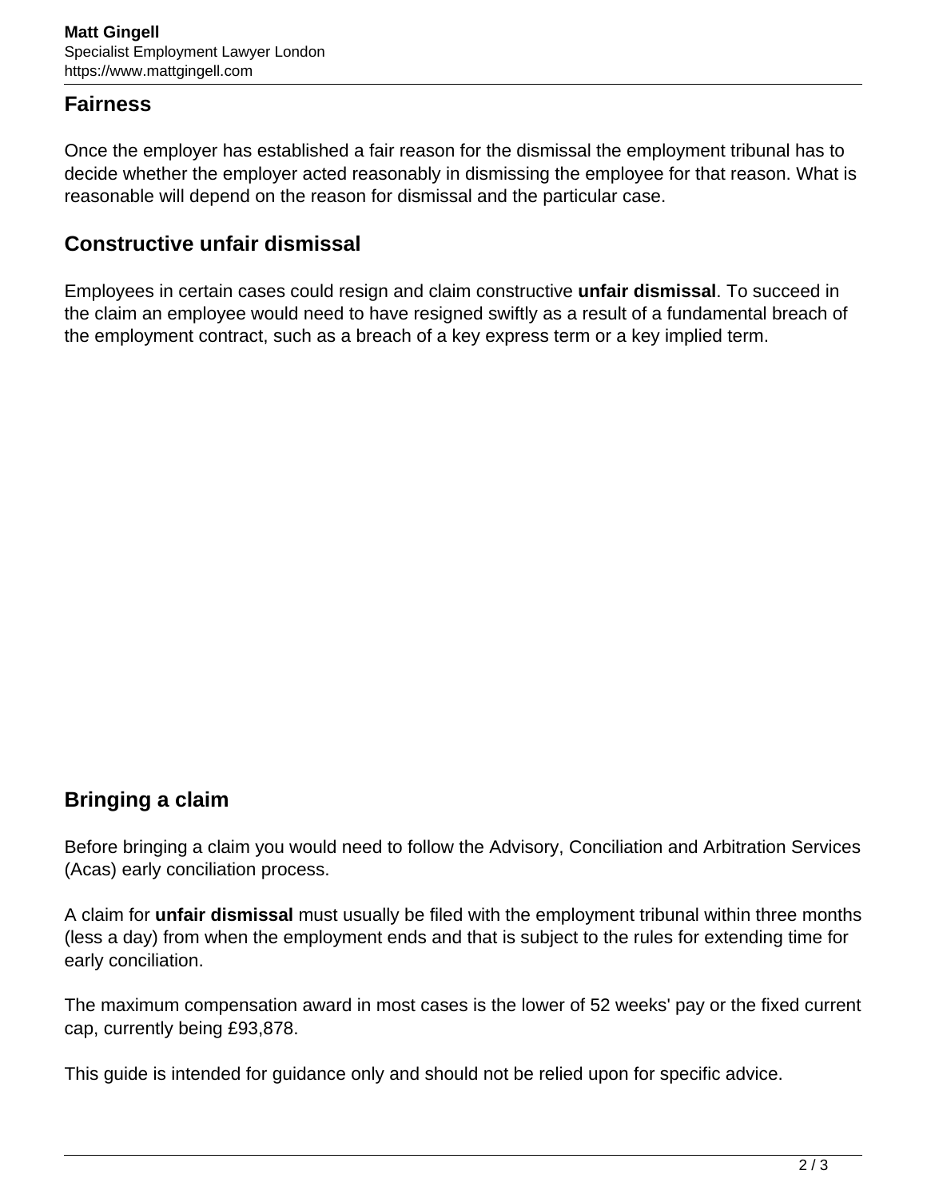## Fairness

Once the employer has established a fair reason for the dismissal the employment tribunal has to decide whether the employer acted reasonably in dismissing the employee for that reason. What is reasonable will depend on the reason for dismissal and the particular case.

## Constructive unfair dismissal

Employees in certain cases could resign and claim constructive **unfair dismissal**. To succeed in the claim an employee would need to have resigned swiftly as a result of a fundamental breach of the employment contract, such as a breach of a key express term or a key implied term.

## Bringing a claim

Before bringing a claim you would need to follow the Advisory, Conciliation and Arbitration Services (Acas) early conciliation process.

A claim for **unfair dismissal** must usually be filed with the employment tribunal within three months (less a day) from when the employment ends and that is subject to the rules for extending time for early conciliation.

The maximum compensation award in most cases is the lower of 52 weeks' pay or the fixed current cap, currently being £93,878.

This guide is intended for guidance only and should not be relied upon for specific advice.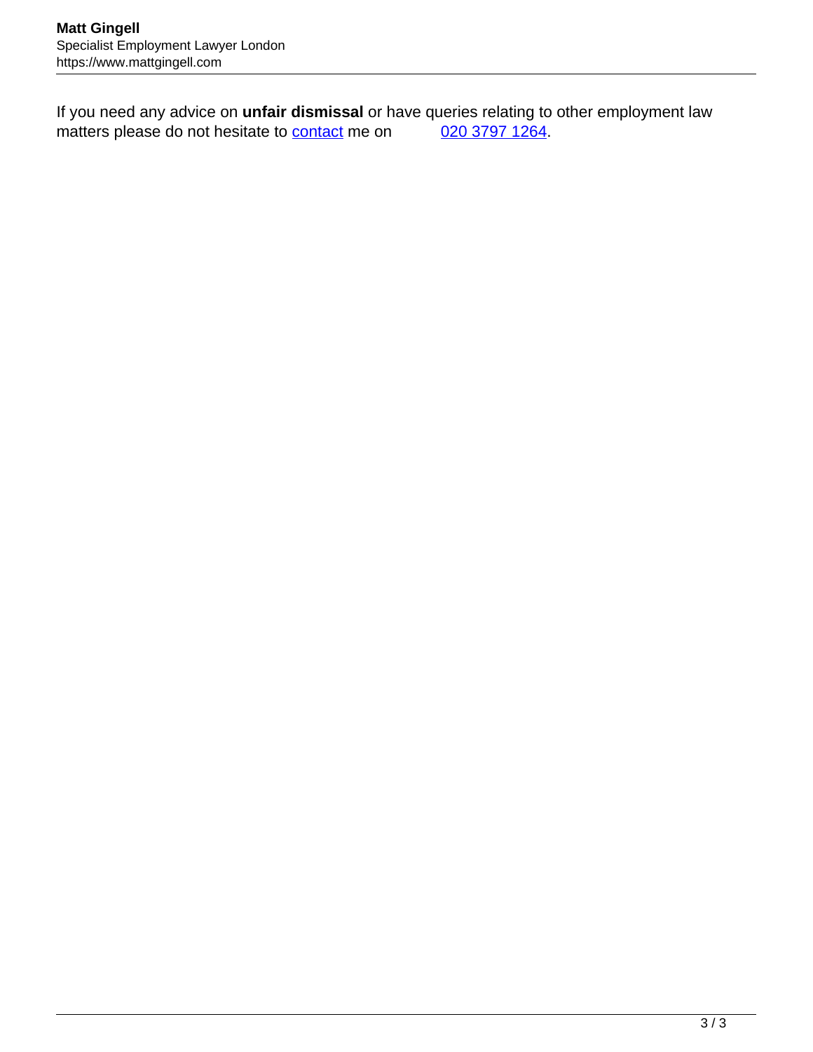If you need any advice on **unfair dismissal** or have queries relating to other employment law matters please do not hesitate to contact me on 020 3797 1264.